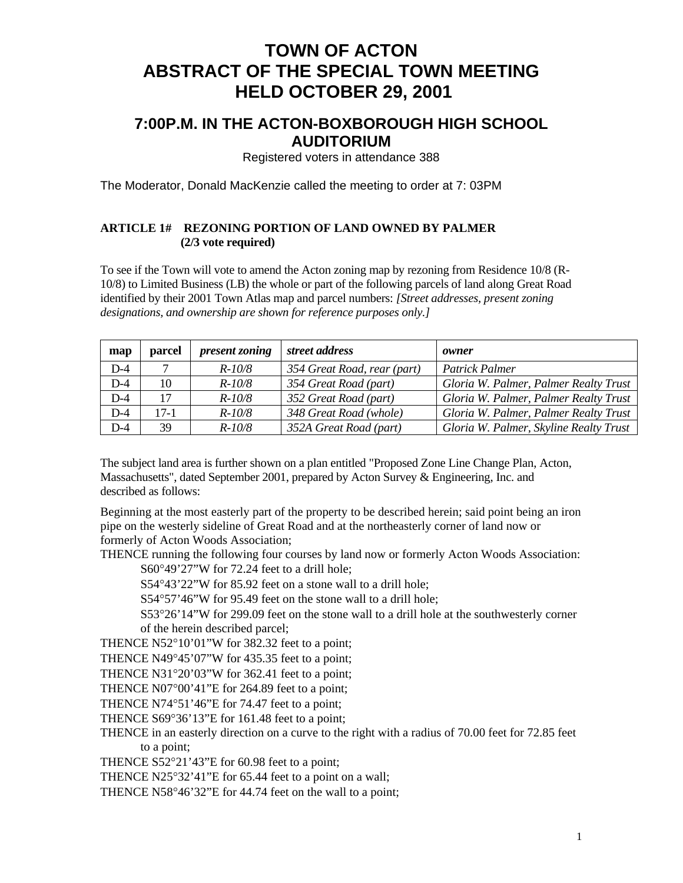# TOWN OF ACTON
# ABSTRACT OF THE SPECIAL TOWN MEETING
# HELD OCTOBER 29, 2001

## 7:00P.M. IN THE ACTON-BOXBOROUGH HIGH SCHOOL AUDITORIUM

Registered voters in attendance 388

The Moderator, Donald MacKenzie called the meeting to order at 7: 03PM

### ARTICLE 1# REZONING PORTION OF LAND OWNED BY PALMER (2/3 vote required)

To see if the Town will vote to amend the Acton zoning map by rezoning from Residence 10/8 (R-10/8) to Limited Business (LB) the whole or part of the following parcels of land along Great Road identified by their 2001 Town Atlas map and parcel numbers: *[Street addresses, present zoning designations, and ownership are shown for reference purposes only.]*

| map | parcel | *present zoning* | *street address* | *owner* |
|---|---|---|---|---|
| D-4 | 7 | *R-10/8* | *354 Great Road, rear (part)* | *Patrick Palmer* |
| D-4 | 10 | *R-10/8* | *354 Great Road (part)* | *Gloria W. Palmer, Palmer Realty Trust* |
| D-4 | 17 | *R-10/8* | *352 Great Road (part)* | *Gloria W. Palmer, Palmer Realty Trust* |
| D-4 | 17-1 | *R-10/8* | *348 Great Road (whole)* | *Gloria W. Palmer, Palmer Realty Trust* |
| D-4 | 39 | *R-10/8* | *352A Great Road (part)* | *Gloria W. Palmer, Skyline Realty Trust* |

The subject land area is further shown on a plan entitled "Proposed Zone Line Change Plan, Acton, Massachusetts", dated September 2001, prepared by Acton Survey & Engineering, Inc. and described as follows:

Beginning at the most easterly part of the property to be described herein; said point being an iron pipe on the westerly sideline of Great Road and at the northeasterly corner of land now or formerly of Acton Woods Association;

THENCE running the following four courses by land now or formerly Acton Woods Association:

S60°49’27”W for 72.24 feet to a drill hole;

S54°43’22”W for 85.92 feet on a stone wall to a drill hole;

S54°57’46”W for 95.49 feet on the stone wall to a drill hole;

S53°26’14”W for 299.09 feet on the stone wall to a drill hole at the southwesterly corner of the herein described parcel;

THENCE N52°10’01”W for 382.32 feet to a point;

THENCE N49°45’07”W for 435.35 feet to a point;

THENCE N31°20’03”W for 362.41 feet to a point;

THENCE N07°00’41”E for 264.89 feet to a point;

THENCE N74°51’46”E for 74.47 feet to a point;

THENCE S69°36’13”E for 161.48 feet to a point;

THENCE in an easterly direction on a curve to the right with a radius of 70.00 feet for 72.85 feet to a point;

THENCE S52°21’43”E for 60.98 feet to a point;

THENCE N25°32’41”E for 65.44 feet to a point on a wall;

THENCE N58°46’32”E for 44.74 feet on the wall to a point;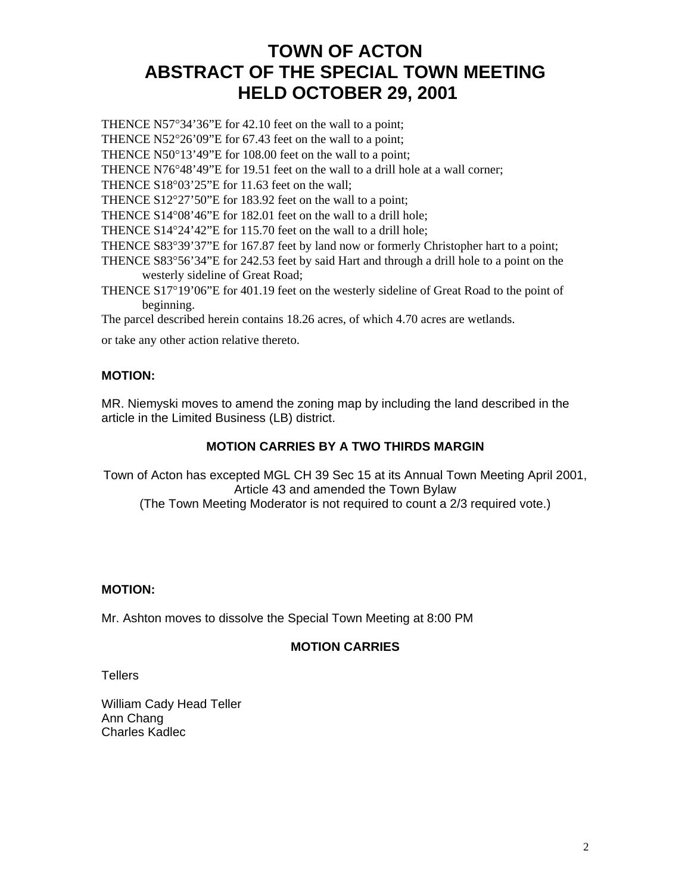# TOWN OF ACTON
# ABSTRACT OF THE SPECIAL TOWN MEETING
# HELD OCTOBER 29, 2001

THENCE N57°34'36"E for 42.10 feet on the wall to a point;
THENCE N52°26'09"E for 67.43 feet on the wall to a point;
THENCE N50°13'49"E for 108.00 feet on the wall to a point;
THENCE N76°48'49"E for 19.51 feet on the wall to a drill hole at a wall corner;
THENCE S18°03'25"E for 11.63 feet on the wall;
THENCE S12°27'50"E for 183.92 feet on the wall to a point;
THENCE S14°08'46"E for 182.01 feet on the wall to a drill hole;
THENCE S14°24'42"E for 115.70 feet on the wall to a drill hole;
THENCE S83°39'37"E for 167.87 feet by land now or formerly Christopher hart to a point;
THENCE S83°56'34"E for 242.53 feet by said Hart and through a drill hole to a point on the westerly sideline of Great Road;
THENCE S17°19'06"E for 401.19 feet on the westerly sideline of Great Road to the point of beginning.
The parcel described herein contains 18.26 acres, of which 4.70 acres are wetlands.

or take any other action relative thereto.

**MOTION:**

MR. Niemyski moves to amend the zoning map by including the land described in the article in the Limited Business (LB) district.

**MOTION CARRIES BY A TWO THIRDS MARGIN**

Town of Acton has excepted MGL CH 39 Sec 15 at its Annual Town Meeting April 2001, Article 43 and amended the Town Bylaw
(The Town Meeting Moderator is not required to count a 2/3 required vote.)

**MOTION:**

Mr. Ashton moves to dissolve the Special Town Meeting at 8:00 PM

**MOTION CARRIES**

Tellers

William Cady Head Teller
Ann Chang
Charles Kadlec